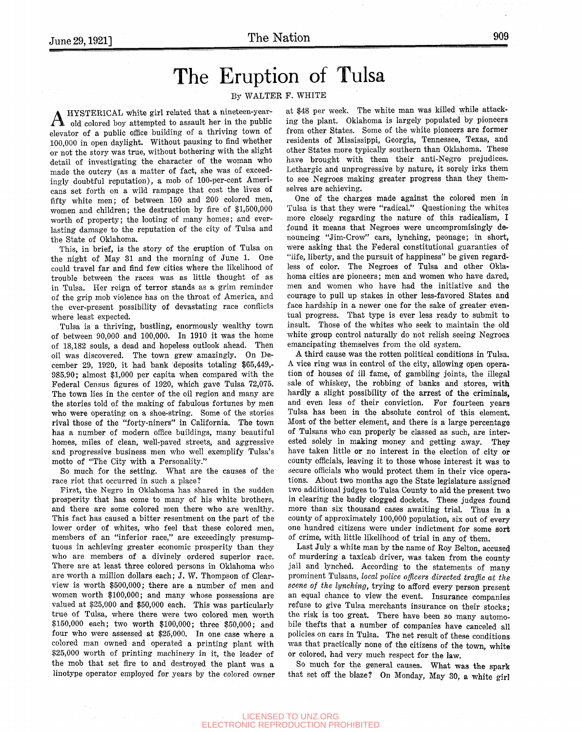# The Eruption of Tulsa

By WALTER F. WHITE

A HYSTERICAL white girl related that a nineteen-year-old colored boy attempted to assault her in the public elevator of a public office building of a thriving town of 100,000 in open daylight. Without pausing to find whether or not the story was true, without bothering with the slight detail of investigating the character of the woman who made the outcry (as a matter of fact, she was of exceedingly doubtful reputation), a mob of 100-per-cent Americans set forth on a wild rampage that cost the lives of fifty white men; of between 150 and 200 colored men, women and children; the destruction by fire of $1,500,000 worth of property; the looting of many homes; and everlasting damage to the reputation of the city of Tulsa and the State of Oklahoma.

This, in brief, is the story of the eruption of Tulsa on the night of May 31 and the morning of June 1. One could travel far and find few cities where the likelihood of trouble between the races was as little thought of as in Tulsa. Her reign of terror stands as a grim reminder of the grip mob violence has on the throat of America, and the ever-present possibility of devastating race conflicts where least expected.

Tulsa is a thriving, bustling, enormously wealthy town of between 90,000 and 100,000. In 1910 it was the home of 18,182 souls, a dead and hopeless outlook ahead. Then oil was discovered. The town grew amazingly. On December 29, 1920, it had bank deposits totaling $65,449,985.90; almost $1,000 per capita when compared with the Federal Census figures of 1920, which gave Tulsa 72,075. The town lies in the center of the oil region and many are the stories told of the making of fabulous fortunes by men who were operating on a shoe-string. Some of the stories rival those of the "forty-niners" in California. The town has a number of modern office buildings, many beautiful homes, miles of clean, well-paved streets, and aggressive and progressive business men who well exemplify Tulsa's motto of "The City with a Personality."

So much for the setting. What are the causes of the race riot that occurred in such a place?

First, the Negro in Oklahoma has shared in the sudden prosperity that has come to many of his white brothers, and there are some colored men there who are wealthy. This fact has caused a bitter resentment on the part of the lower order of whites, who feel that these colored men, members of an "inferior race," are exceedingly presumptuous in achieving greater economic prosperity than they who are members of a divinely ordered superior race. There are at least three colored persons in Oklahoma who are worth a million dollars each; J. W. Thompson of Clearview is worth $500,000; there are a number of men and women worth $100,000; and many whose possessions are valued at $25,000 and $50,000 each. This was particularly true of Tulsa, where there were two colored men worth $150,000 each; two worth $100,000; three $50,000; and four who were assessed at $25,000. In one case where a colored man owned and operated a printing plant with $25,000 worth of printing machinery in it, the leader of the mob that set fire to and destroyed the plant was a linotype operator employed for years by the colored owner at $48 per week. The white man was killed while attacking the plant. Oklahoma is largely populated by pioneers from other States. Some of the white pioneers are former residents of Mississippi, Georgia, Tennessee, Texas, and other States more typically southern than Oklahoma. These have brought with them their anti-Negro prejudices. Lethargic and unprogressive by nature, it sorely irks them to see Negroes making greater progress than they themselves are achieving.

One of the charges made against the colored men in Tulsa is that they were "radical." Questioning the whites more closely regarding the nature of this radicalism, I found it means that Negroes were uncompromisingly denouncing "Jim-Crow" cars, lynching, peonage; in short, were asking that the Federal constitutional guaranties of "life, liberty, and the pursuit of happiness" be given regardless of color. The Negroes of Tulsa and other Oklahoma cities are pioneers; men and women who have dared, men and women who have had the initiative and the courage to pull up stakes in other less-favored States and face hardship in a newer one for the sake of greater eventual progress. That type is ever less ready to submit to insult. Those of the whites who seek to maintain the old white group control naturally do not relish seeing Negroes emancipating themselves from the old system.

A third cause was the rotten political conditions in Tulsa. A vice ring was in control of the city, allowing open operation of houses of ill fame, of gambling joints, the illegal sale of whiskey, the robbing of banks and stores, with hardly a slight possibility of the arrest of the criminals, and even less of their conviction. For fourteen years Tulsa has been in the absolute control of this element. Most of the better element, and there is a large percentage of Tulsans who can properly be classed as such, are interested solely in making money and getting away. They have taken little or no interest in the election of city or county officials, leaving it to those whose interest it was to secure officials who would protect them in their vice operations. About two months ago the State legislature assigned two additional judges to Tulsa County to aid the present two in clearing the badly clogged dockets. These judges found more than six thousand cases awaiting trial. Thus in a county of approximately 100,000 population, six out of every one hundred citizens were under indictment for some sort of crime, with little likelihood of trial in any of them.

Last July a white man by the name of Roy Belton, accused of murdering a taxicab driver, was taken from the county jail and lynched. According to the statements of many prominent Tulsans, *local police officers directed traffic at the scene of the lynching*, trying to afford every person present an equal chance to view the event. Insurance companies refuse to give Tulsa merchants insurance on their stocks; the risk is too great. There have been so many automobile thefts that a number of companies have canceled all policies on cars in Tulsa. The net result of these conditions was that practically none of the citizens of the town, white or colored, had very much respect for the law.

So much for the general causes. What was the spark that set off the blaze? On Monday, May 30, a white girl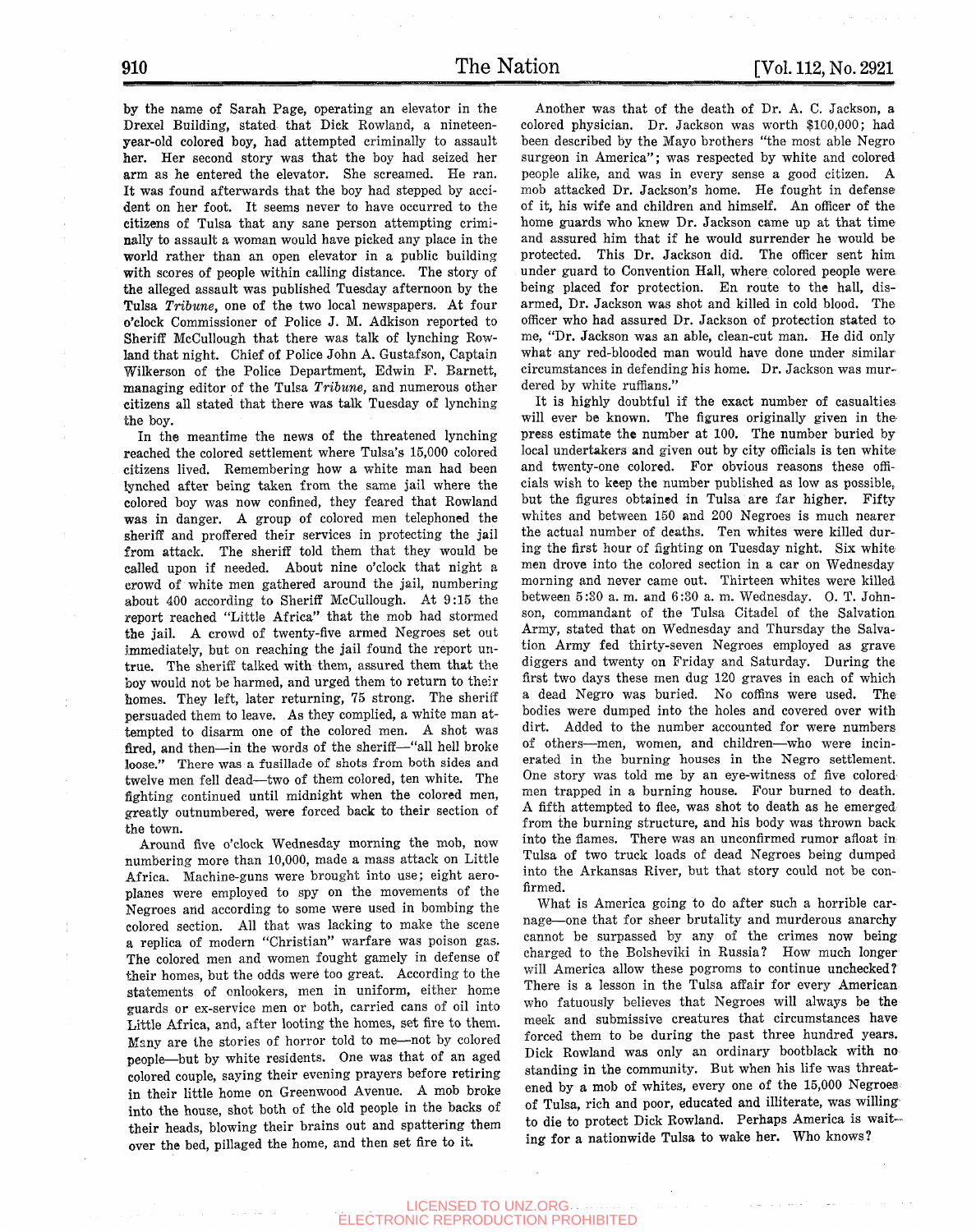by the name of Sarah Page, operating an elevator in the Drexel Building, stated that Dick Rowland, a nineteen-year-old colored boy, had attempted criminally to assault her. Her second story was that the boy had seized her arm as he entered the elevator. She screamed. He ran. It was found afterwards that the boy had stepped by accident on her foot. It seems never to have occurred to the citizens of Tulsa that any sane person attempting criminally to assault a woman would have picked any place in the world rather than an open elevator in a public building with scores of people within calling distance. The story of the alleged assault was published Tuesday afternoon by the Tulsa *Tribune*, one of the two local newspapers. At four o'clock Commissioner of Police J. M. Adkison reported to Sheriff McCullough that there was talk of lynching Rowland that night. Chief of Police John A. Gustafson, Captain Wilkerson of the Police Department, Edwin F. Barnett, managing editor of the Tulsa *Tribune*, and numerous other citizens all stated that there was talk Tuesday of lynching the boy.

In the meantime the news of the threatened lynching reached the colored settlement where Tulsa's 15,000 colored citizens lived. Remembering how a white man had been lynched after being taken from the same jail where the colored boy was now confined, they feared that Rowland was in danger. A group of colored men telephoned the sheriff and proffered their services in protecting the jail from attack. The sheriff told them that they would be called upon if needed. About nine o'clock that night a crowd of white men gathered around the jail, numbering about 400 according to Sheriff McCullough. At 9:15 the report reached "Little Africa" that the mob had stormed the jail. A crowd of twenty-five armed Negroes set out immediately, but on reaching the jail found the report untrue. The sheriff talked with them, assured them that the boy would not be harmed, and urged them to return to their homes. They left, later returning, 75 strong. The sheriff persuaded them to leave. As they complied, a white man attempted to disarm one of the colored men. A shot was fired, and then—in the words of the sheriff—"all hell broke loose." There was a fusillade of shots from both sides and twelve men fell dead—two of them colored, ten white. The fighting continued until midnight when the colored men, greatly outnumbered, were forced back to their section of the town.

Around five o'clock Wednesday morning the mob, now numbering more than 10,000, made a mass attack on Little Africa. Machine-guns were brought into use; eight aeroplanes were employed to spy on the movements of the Negroes and according to some were used in bombing the colored section. All that was lacking to make the scene a replica of modern "Christian" warfare was poison gas. The colored men and women fought gamely in defense of their homes, but the odds were too great. According to the statements of onlookers, men in uniform, either home guards or ex-service men or both, carried cans of oil into Little Africa, and, after looting the homes, set fire to them. Many are the stories of horror told to me—not by colored people—but by white residents. One was that of an aged colored couple, saying their evening prayers before retiring in their little home on Greenwood Avenue. A mob broke into the house, shot both of the old people in the backs of their heads, blowing their brains out and spattering them over the bed, pillaged the home, and then set fire to it.

Another was that of the death of Dr. A. C. Jackson, a colored physician. Dr. Jackson was worth $100,000; had been described by the Mayo brothers "the most able Negro surgeon in America"; was respected by white and colored people alike, and was in every sense a good citizen. A mob attacked Dr. Jackson's home. He fought in defense of it, his wife and children and himself. An officer of the home guards who knew Dr. Jackson came up at that time and assured him that if he would surrender he would be protected. This Dr. Jackson did. The officer sent him under guard to Convention Hall, where colored people were being placed for protection. En route to the hall, disarmed, Dr. Jackson was shot and killed in cold blood. The officer who had assured Dr. Jackson of protection stated to me, "Dr. Jackson was an able, clean-cut man. He did only what any red-blooded man would have done under similar circumstances in defending his home. Dr. Jackson was murdered by white ruffians."

It is highly doubtful if the exact number of casualties will ever be known. The figures originally given in the press estimate the number at 100. The number buried by local undertakers and given out by city officials is ten white and twenty-one colored. For obvious reasons these officials wish to keep the number published as low as possible, but the figures obtained in Tulsa are far higher. Fifty whites and between 150 and 200 Negroes is much nearer the actual number of deaths. Ten whites were killed during the first hour of fighting on Tuesday night. Six white men drove into the colored section in a car on Wednesday morning and never came out. Thirteen whites were killed between 5:30 a. m. and 6:30 a. m. Wednesday. O. T. Johnson, commandant of the Tulsa Citadel of the Salvation Army, stated that on Wednesday and Thursday the Salvation Army fed thirty-seven Negroes employed as grave diggers and twenty on Friday and Saturday. During the first two days these men dug 120 graves in each of which a dead Negro was buried. No coffins were used. The bodies were dumped into the holes and covered over with dirt. Added to the number accounted for were numbers of others—men, women, and children—who were incinerated in the burning houses in the Negro settlement. One story was told me by an eye-witness of five colored men trapped in a burning house. Four burned to death. A fifth attempted to flee, was shot to death as he emerged from the burning structure, and his body was thrown back into the flames. There was an unconfirmed rumor afloat in Tulsa of two truck loads of dead Negroes being dumped into the Arkansas River, but that story could not be confirmed.

What is America going to do after such a horrible carnage—one that for sheer brutality and murderous anarchy cannot be surpassed by any of the crimes now being charged to the Bolsheviki in Russia? How much longer will America allow these pogroms to continue unchecked? There is a lesson in the Tulsa affair for every American who fatuously believes that Negroes will always be the meek and submissive creatures that circumstances have forced them to be during the past three hundred years. Dick Rowland was only an ordinary bootblack with no standing in the community. But when his life was threatened by a mob of whites, every one of the 15,000 Negroes of Tulsa, rich and poor, educated and illiterate, was willing to die to protect Dick Rowland. Perhaps America is waiting for a nationwide Tulsa to wake her. Who knows?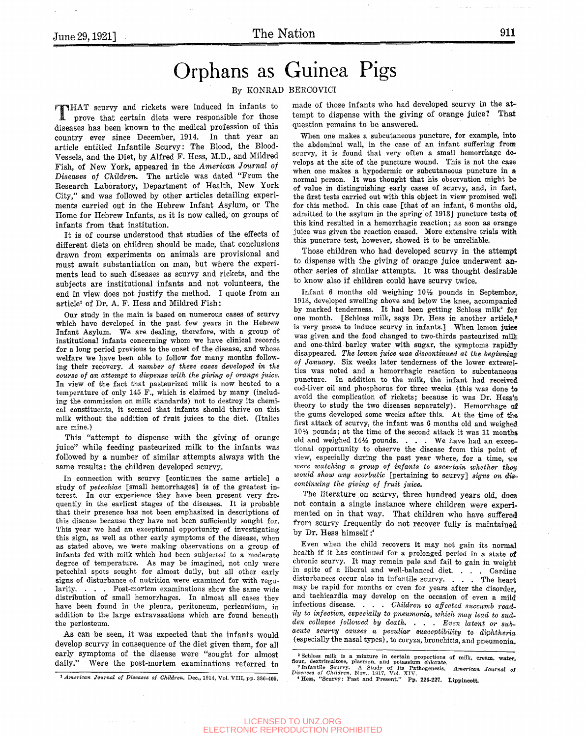# Orphans as Guinea Pigs

By KONRAD BERCOVICI

THAT scurvy and rickets were induced in infants to prove that certain diets were responsible for those diseases has been known to the medical profession of this country ever since December, 1914. In that year an article entitled Infantile Scurvy: The Blood, the Blood-Vessels, and the Diet, by Alfred F. Hess, M.D., and Mildred Fish, of New York, appeared in the *American Journal of Diseases of Children*. The article was dated "From the Research Laboratory, Department of Health, New York City," and was followed by other articles detailing experiments carried out in the Hebrew Infant Asylum, or The Home for Hebrew Infants, as it is now called, on groups of infants from that institution.

It is of course understood that studies of the effects of different diets on children should be made, that conclusions drawn from experiments on animals are provisional and must await substantiation on man, but where the experiments lead to such diseases as scurvy and rickets, and the subjects are institutional infants and not volunteers, the end in view does not justify the method. I quote from an article[1] of Dr. A. F. Hess and Mildred Fish:

> Our study in the main is based on numerous cases of scurvy which have developed in the past few years in the Hebrew Infant Asylum. We are dealing, therefore, with a group of institutional infants concerning whom we have clinical records for a long period previous to the onset of the disease, and whose welfare we have been able to follow for many months following their recovery. *A number of these cases developed in the course of an attempt to dispense with the giving of orange juice.* In view of the fact that pasteurized milk is now heated to a temperature of only 145 F., which is claimed by many (including the commission on milk standards) not to destroy its chemical constituents, it seemed that infants should thrive on this milk without the addition of fruit juices to the diet. (Italics are mine.)

This "attempt to dispense with the giving of orange juice" while feeding pasteurized milk to the infants was followed by a number of similar attempts always with the same results: the children developed scurvy.

> In connection with scurvy [continues the same article] a study of *petechiae* [small hemorrhages] is of the greatest interest. In our experience they have been present very frequently in the earliest stages of the diseases. It is probable that their presence has not been emphasized in descriptions of this disease because they have not been sufficiently sought for. This year we had an exceptional opportunity of investigating this sign, as well as other early symptoms of the disease, when as stated above, we were making observations on a group of infants fed with milk which had been subjected to a moderate degree of temperature. As may be imagined, not only were petechial spots sought for almost daily, but all other early signs of disturbance of nutrition were examined for with regularity. . . . Post-mortem examinations show the same wide distribution of small hemorrhages. In almost all cases they have been found in the pleura, peritoneum, pericardium, in addition to the large extravasations which are found beneath the periosteum.

As can be seen, it was expected that the infants would develop scurvy in consequence of the diet given them, for all early symptoms of the disease were "sought for almost daily." Were the post-mortem examinations referred to made of those infants who had developed scurvy in the attempt to dispense with the giving of orange juice? That question remains to be answered.

> When one makes a subcutaneous puncture, for example, into the abdominal wall, in the case of an infant suffering from scurvy, it is found that very often a small hemorrhage develops at the site of the puncture wound. This is not the case when one makes a hypodermic or subcutaneous puncture in a normal person. It was thought that his observation might be of value in distinguishing early cases of scurvy, and, in fact, the first tests carried out with this object in view promised well for this method. In this case [that of an infant, 6 months old, admitted to the asylum in the spring of 1913] puncture tests of this kind resulted in a hemorrhagic reaction; as soon as orange juice was given the reaction ceased. More extensive trials with this puncture test, however, showed it to be unreliable.

Those children who had developed scurvy in the attempt to dispense with the giving of orange juice underwent another series of similar attempts. It was thought desirable to know also if children could have scurvy twice.

> Infant 6 months old weighing 10½ pounds in September, 1913, developed swelling above and below the knee, accompanied by marked tenderness. It had been getting Schloss milk[2] for one month. [Schloss milk, says Dr. Hess in another article,[3] is very prone to induce scurvy in infants.] When lemon juice was given and the food changed to two-thirds pasteurized milk and one-third barley water with sugar, the symptoms rapidly disappeared. *The lemon juice was discontinued at the beginning of January.* Six weeks later tenderness of the lower extremities was noted and a hemorrhagic reaction to subcutaneous puncture. In addition to the milk, the infant had received cod-liver oil and phosphorus for three weeks (this was done to avoid the complication of rickets; because it was Dr. Hess's theory to study the two diseases separately). Hemorrhage of the gums developed some weeks after this. At the time of the first attack of scurvy, the infant was 6 months old and weighed 10¼ pounds; at the time of the second attack it was 11 months old and weighed 14½ pounds. . . . We have had an exceptional opportunity to observe the disease from this point of view, especially during the past year where, for a time, *we were watching a group of infants to ascertain whether they would show any scorbutic* [pertaining to scurvy] *signs on discontinuing the giving of fruit juice.*

The literature on scurvy, three hundred years old, does not contain a single instance where children were experimented on in that way. That children who have suffered from scurvy frequently do not recover fully is maintained by Dr. Hess himself:[4]

> Even when the child recovers it may not gain its normal health if it has continued for a prolonged period in a state of chronic scurvy. It may remain pale and fail to gain in weight in spite of a liberal and well-balanced diet. . . . Cardiac disturbances occur also in infantile scurvy. . . . The heart may be rapid for months or even for years after the disorder, and tachicardia may develop on the occasion of even a mild infectious disease. . . . *Children so affected succumb readily to infection, especially to pneumonia, which may lead to sudden collapse followed by death. . . . Even latent or subacute scurvy causes a peculiar susceptibility to diphtheria* (especially the nasal types), to coryza, bronchitis, and pneumonia.

---

[1] *American Journal of Diseases of Children*, Dec., 1914, Vol. VIII, pp. 386-405.

[2] Schloss milk is a mixture in certain proportions of milk, cream, water, flour, dextrimaltose, plasmon, and potassium chlorate.

[3] Infantile Scurvy. A Study of Its Pathogenesis. *American Journal of Diseases of Children*, Nov., 1917, Vol. XIV.

[4] Hess, "Scurvy: Past and Present." Pp. 226-227. Lippincott.